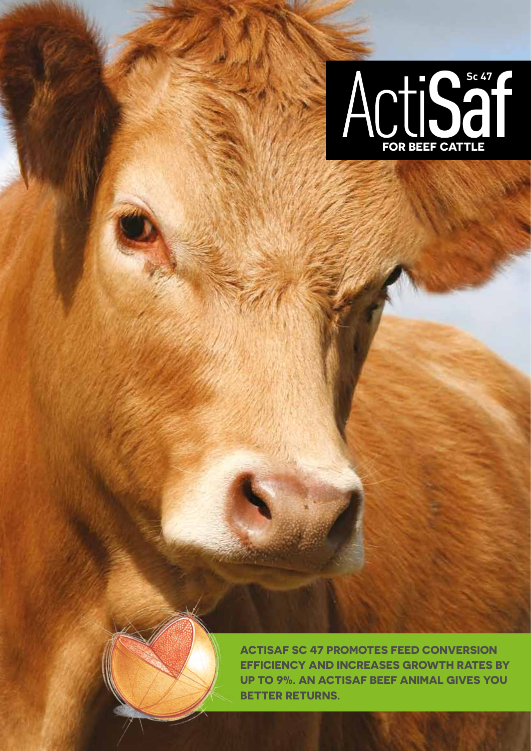# ActiSaf Sc 47

**FOR BEEF CATTLE**

**ACTISAF SC 47 PROMOTES FEED CONVERSION EFFICIENCY AND INCREASES GROWTH RATES BY UP TO 9%. AN ACTISAF BEEF ANIMAL GIVES YOU BETTER RETURNS.**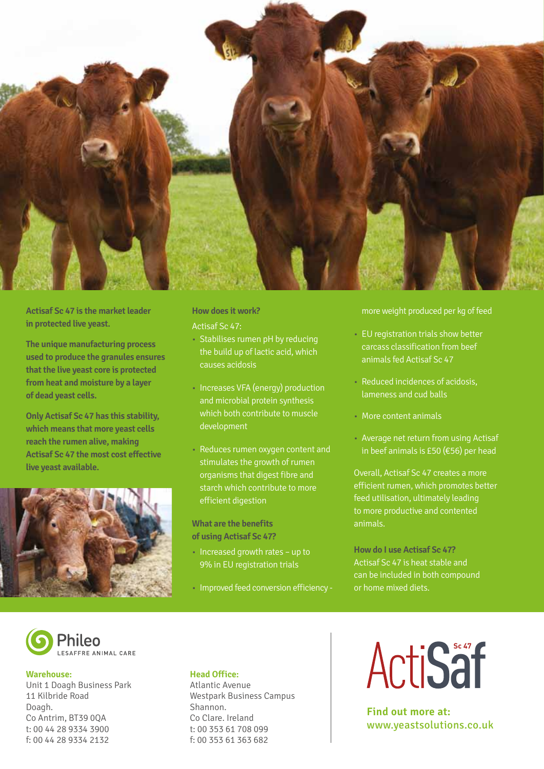**Actisaf Sc 47 is the market leader in protected live yeast.**

**The unique manufacturing process used to produce the granules ensures that the live yeast core is protected from heat and moisture by a layer of dead yeast cells.**

**Only Actisaf Sc 47 has this stability, which means that more yeast cells reach the rumen alive, making Actisaf Sc 47 the most cost effective live yeast available.**

### How does it work?

Actisaf Sc 47:

- Stabilises rumen pH by reducing the build up of lactic acid, which causes acidosis
- Increases VFA (energy) production and microbial protein synthesis which both contribute to muscle development
- Reduces rumen oxygen content and stimulates the growth of rumen organisms that digest fibre and starch which contribute to more efficient digestion

### What are the benefits of using Actisaf Sc 47?

- Increased growth rates – up to 9% in EU registration trials
- Improved feed conversion efficiency - more weight produced per kg of feed
- EU registration trials show better carcass classification from beef animals fed Actisaf Sc 47
- Reduced incidences of acidosis, lameness and cud balls
- More content animals
- Average net return from using Actisaf in beef animals is £50 (€56) per head

Overall, Actisaf Sc 47 creates a more efficient rumen, which promotes better feed utilisation, ultimately leading to more productive and contented animals.

### How do I use Actisaf Sc 47?

Actisaf Sc 47 is heat stable and can be included in both compound or home mixed diets.

Phileo
LESAFFRE ANIMAL CARE

**Warehouse:**
Unit 1 Doagh Business Park
11 Kilbride Road
Doagh.
Co Antrim, BT39 0QA
t: 00 44 28 9334 3900
f: 00 44 28 9334 2132

**Head Office:**
Atlantic Avenue
Westpark Business Campus
Shannon.
Co Clare. Ireland
t: 00 353 61 708 099
f: 00 353 61 363 682

ActiSaf Sc 47

**Find out more at:**
**www.yeastsolutions.co.uk**